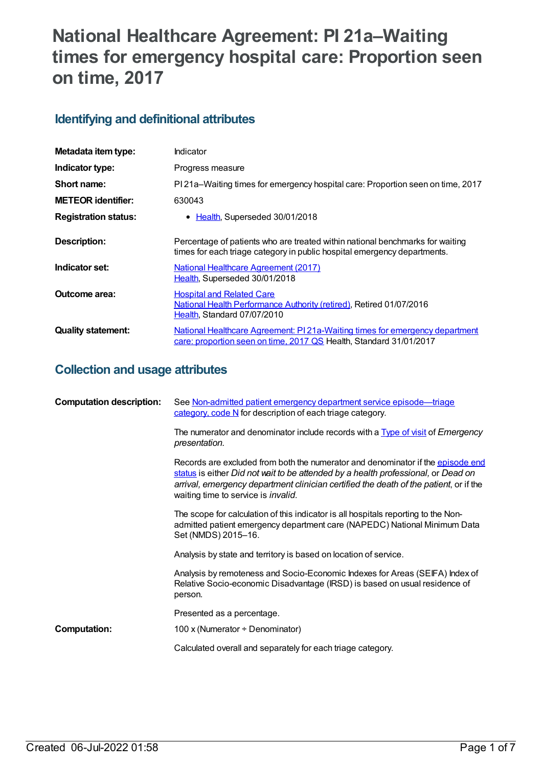# National Healthcare Agreement: PI 21a–Waiting times for emergency hospital care: Proportion seen on time, 2017

## Identifying and definitional attributes

| | |
|---|---|
| **Metadata item type:** | Indicator |
| **Indicator type:** | Progress measure |
| **Short name:** | PI 21a–Waiting times for emergency hospital care: Proportion seen on time, 2017 |
| **METEOR identifier:** | 630043 |
| **Registration status:** | • Health, Superseded 30/01/2018 |
| **Description:** | Percentage of patients who are treated within national benchmarks for waiting times for each triage category in public hospital emergency departments. |
| **Indicator set:** | National Healthcare Agreement (2017)<br>Health, Superseded 30/01/2018 |
| **Outcome area:** | Hospital and Related Care<br>National Health Performance Authority (retired), Retired 01/07/2016<br>Health, Standard 07/07/2010 |
| **Quality statement:** | National Healthcare Agreement: PI 21a-Waiting times for emergency department care: proportion seen on time, 2017 QS Health, Standard 31/01/2017 |

## Collection and usage attributes

**Computation description:**

See Non-admitted patient emergency department service episode—triage category, code N for description of each triage category.

The numerator and denominator include records with a Type of visit of *Emergency presentation.*

Records are excluded from both the numerator and denominator if the episode end status is either *Did not wait to be attended by a health professional,* or *Dead on arrival, emergency department clinician certified the death of the patient*, or if the waiting time to service is *invalid*.

The scope for calculation of this indicator is all hospitals reporting to the Non-admitted patient emergency department care (NAPEDC) National Minimum Data Set (NMDS) 2015–16.

Analysis by state and territory is based on location of service.

Analysis by remoteness and Socio-Economic Indexes for Areas (SEIFA) Index of Relative Socio-economic Disadvantage (IRSD) is based on usual residence of person.

Presented as a percentage.

**Computation:**

100 x (Numerator ÷ Denominator)

Calculated overall and separately for each triage category.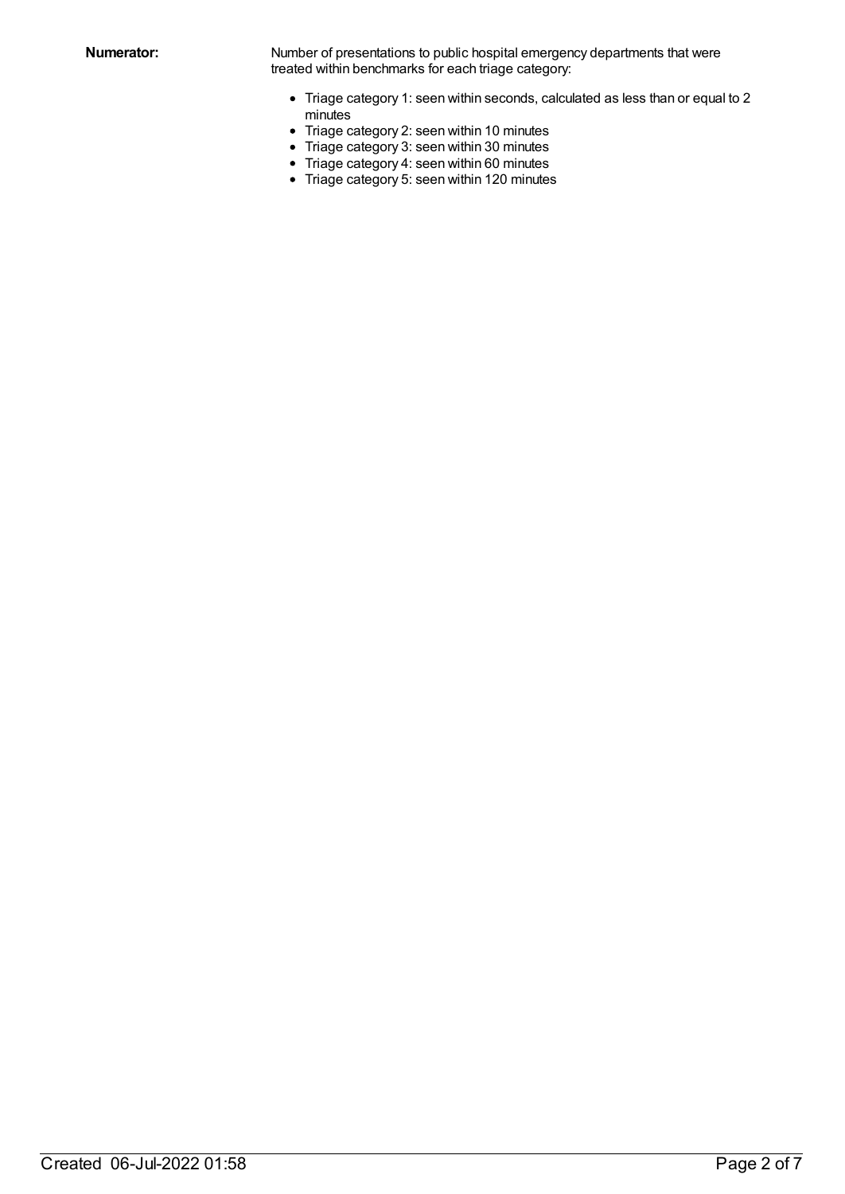**Numerator:** Number of presentations to public hospital emergency departments that were treated within benchmarks for each triage category:

- Triage category 1: seen within seconds, calculated as less than or equal to 2 minutes
- Triage category 2: seen within 10 minutes
- Triage category 3: seen within 30 minutes
- Triage category 4: seen within 60 minutes
- Triage category 5: seen within 120 minutes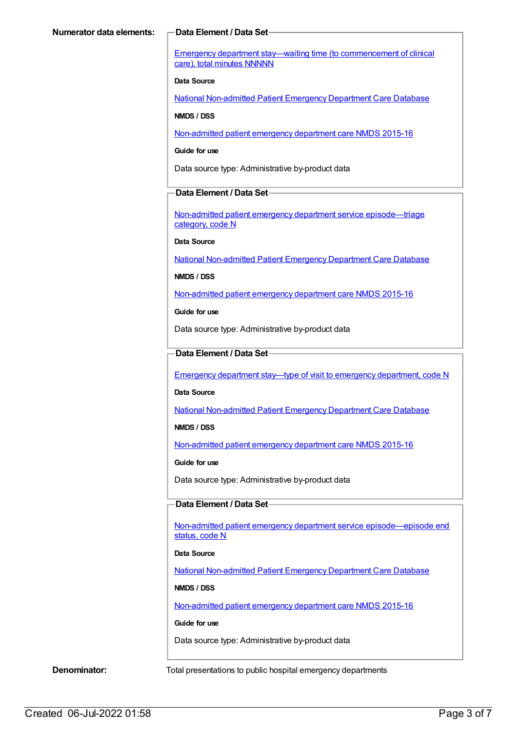**Numerator data elements:**

**Data Element / Data Set**

Emergency department stay—waiting time (to commencement of clinical care), total minutes NNNNN

**Data Source**

National Non-admitted Patient Emergency Department Care Database

**NMDS / DSS**

Non-admitted patient emergency department care NMDS 2015-16

**Guide for use**

Data source type: Administrative by-product data

**Data Element / Data Set**

Non-admitted patient emergency department service episode—triage category, code N

**Data Source**

National Non-admitted Patient Emergency Department Care Database

**NMDS / DSS**

Non-admitted patient emergency department care NMDS 2015-16

**Guide for use**

Data source type: Administrative by-product data

**Data Element / Data Set**

Emergency department stay—type of visit to emergency department, code N

**Data Source**

National Non-admitted Patient Emergency Department Care Database

**NMDS / DSS**

Non-admitted patient emergency department care NMDS 2015-16

**Guide for use**

Data source type: Administrative by-product data

**Data Element / Data Set**

Non-admitted patient emergency department service episode—episode end status, code N

**Data Source**

National Non-admitted Patient Emergency Department Care Database

**NMDS / DSS**

Non-admitted patient emergency department care NMDS 2015-16

**Guide for use**

Data source type: Administrative by-product data

**Denominator:** Total presentations to public hospital emergency departments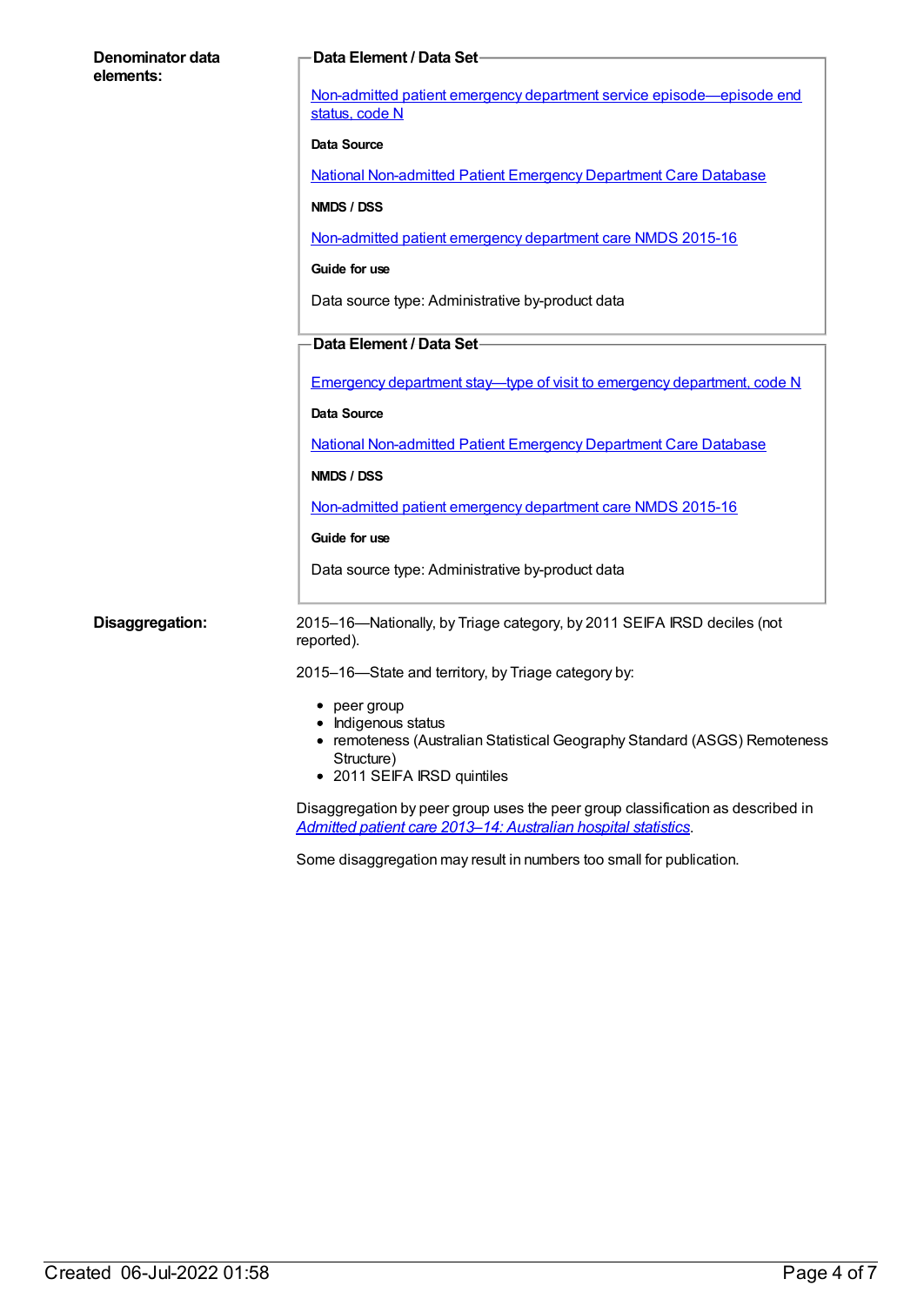**Denominator data elements:**

**Data Element / Data Set**

Non-admitted patient emergency department service episode—episode end status, code N

**Data Source**

National Non-admitted Patient Emergency Department Care Database

**NMDS / DSS**

Non-admitted patient emergency department care NMDS 2015-16

**Guide for use**

Data source type: Administrative by-product data

**Data Element / Data Set**

Emergency department stay—type of visit to emergency department, code N

**Data Source**

National Non-admitted Patient Emergency Department Care Database

**NMDS / DSS**

Non-admitted patient emergency department care NMDS 2015-16

**Guide for use**

Data source type: Administrative by-product data

**Disaggregation:**

2015–16—Nationally, by Triage category, by 2011 SEIFA IRSD deciles (not reported).

2015–16—State and territory, by Triage category by:

- peer group
- Indigenous status
- remoteness (Australian Statistical Geography Standard (ASGS) Remoteness Structure)
- 2011 SEIFA IRSD quintiles

Disaggregation by peer group uses the peer group classification as described in *Admitted patient care 2013–14: Australian hospital statistics*.

Some disaggregation may result in numbers too small for publication.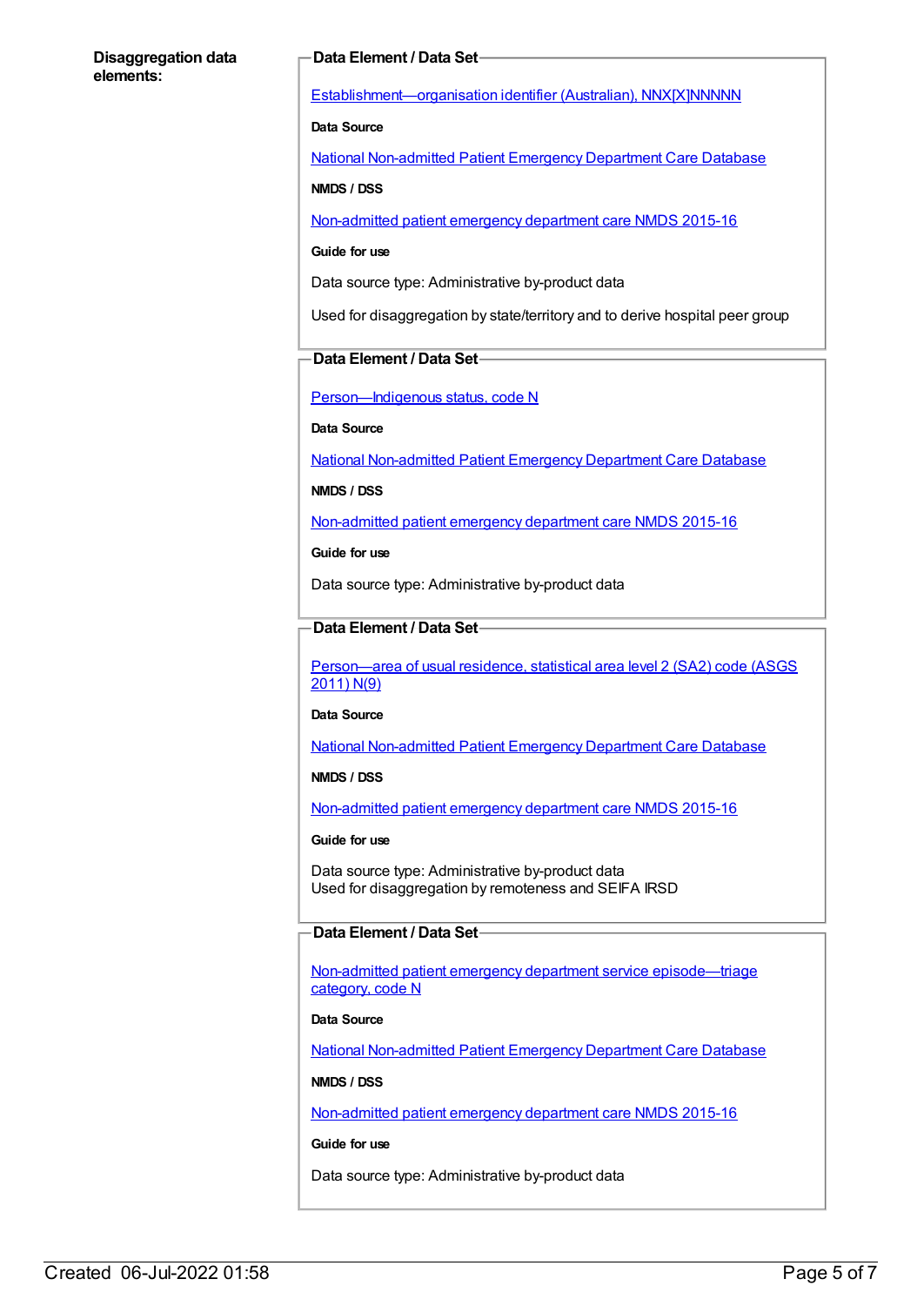**Disaggregation data elements:**

**Data Element / Data Set**

Establishment—organisation identifier (Australian), NNX[X]NNNNN

**Data Source**

National Non-admitted Patient Emergency Department Care Database

**NMDS / DSS**

Non-admitted patient emergency department care NMDS 2015-16

**Guide for use**

Data source type: Administrative by-product data

Used for disaggregation by state/territory and to derive hospital peer group

**Data Element / Data Set**

Person—Indigenous status, code N

**Data Source**

National Non-admitted Patient Emergency Department Care Database

**NMDS / DSS**

Non-admitted patient emergency department care NMDS 2015-16

**Guide for use**

Data source type: Administrative by-product data

**Data Element / Data Set**

Person—area of usual residence, statistical area level 2 (SA2) code (ASGS 2011) N(9)

**Data Source**

National Non-admitted Patient Emergency Department Care Database

**NMDS / DSS**

Non-admitted patient emergency department care NMDS 2015-16

**Guide for use**

Data source type: Administrative by-product data
Used for disaggregation by remoteness and SEIFA IRSD

**Data Element / Data Set**

Non-admitted patient emergency department service episode—triage category, code N

**Data Source**

National Non-admitted Patient Emergency Department Care Database

**NMDS / DSS**

Non-admitted patient emergency department care NMDS 2015-16

**Guide for use**

Data source type: Administrative by-product data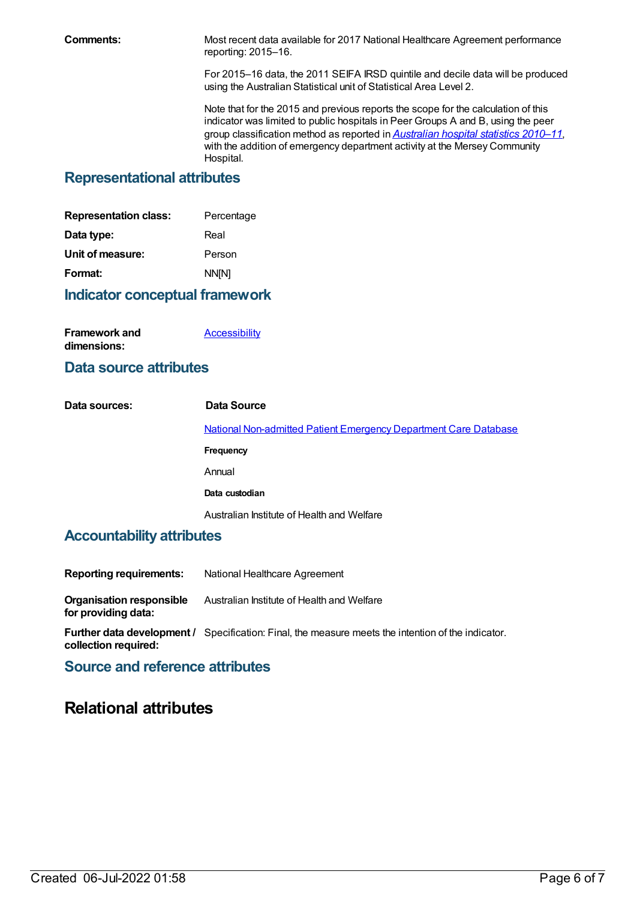**Comments:** Most recent data available for 2017 National Healthcare Agreement performance reporting: 2015–16.

For 2015–16 data, the 2011 SEIFA IRSD quintile and decile data will be produced using the Australian Statistical unit of Statistical Area Level 2.

Note that for the 2015 and previous reports the scope for the calculation of this indicator was limited to public hospitals in Peer Groups A and B, using the peer group classification method as reported in [*Australian hospital statistics 2010–11*](), with the addition of emergency department activity at the Mersey Community Hospital.

## Representational attributes

**Representation class:** Percentage

**Data type:** Real

**Unit of measure:** Person

**Format:** NN[N]

## Indicator conceptual framework

**Framework and dimensions:** [Accessibility]()

## Data source attributes

**Data sources:**

**Data Source**

[National Non-admitted Patient Emergency Department Care Database]()

**Frequency**

Annual

**Data custodian**

Australian Institute of Health and Welfare

## Accountability attributes

**Reporting requirements:** National Healthcare Agreement

**Organisation responsible for providing data:** Australian Institute of Health and Welfare

**Further data development / collection required:** Specification: Final, the measure meets the intention of the indicator.

## Source and reference attributes

# Relational attributes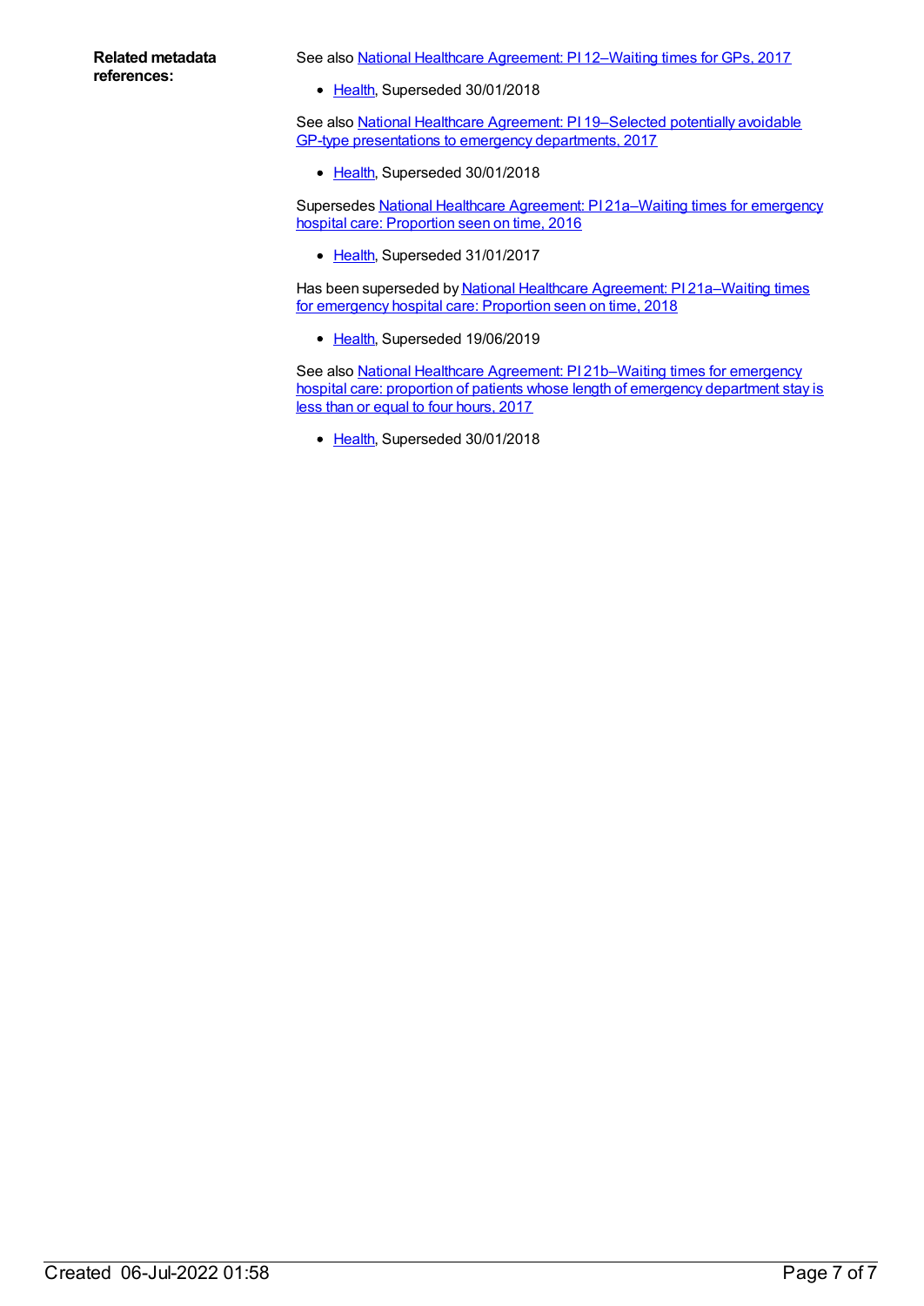**Related metadata references:**

See also National Healthcare Agreement: PI 12–Waiting times for GPs, 2017

- Health, Superseded 30/01/2018

See also National Healthcare Agreement: PI 19–Selected potentially avoidable GP-type presentations to emergency departments, 2017

- Health, Superseded 30/01/2018

Supersedes National Healthcare Agreement: PI 21a–Waiting times for emergency hospital care: Proportion seen on time, 2016

- Health, Superseded 31/01/2017

Has been superseded by National Healthcare Agreement: PI 21a–Waiting times for emergency hospital care: Proportion seen on time, 2018

- Health, Superseded 19/06/2019

See also National Healthcare Agreement: PI 21b–Waiting times for emergency hospital care: proportion of patients whose length of emergency department stay is less than or equal to four hours, 2017

- Health, Superseded 30/01/2018